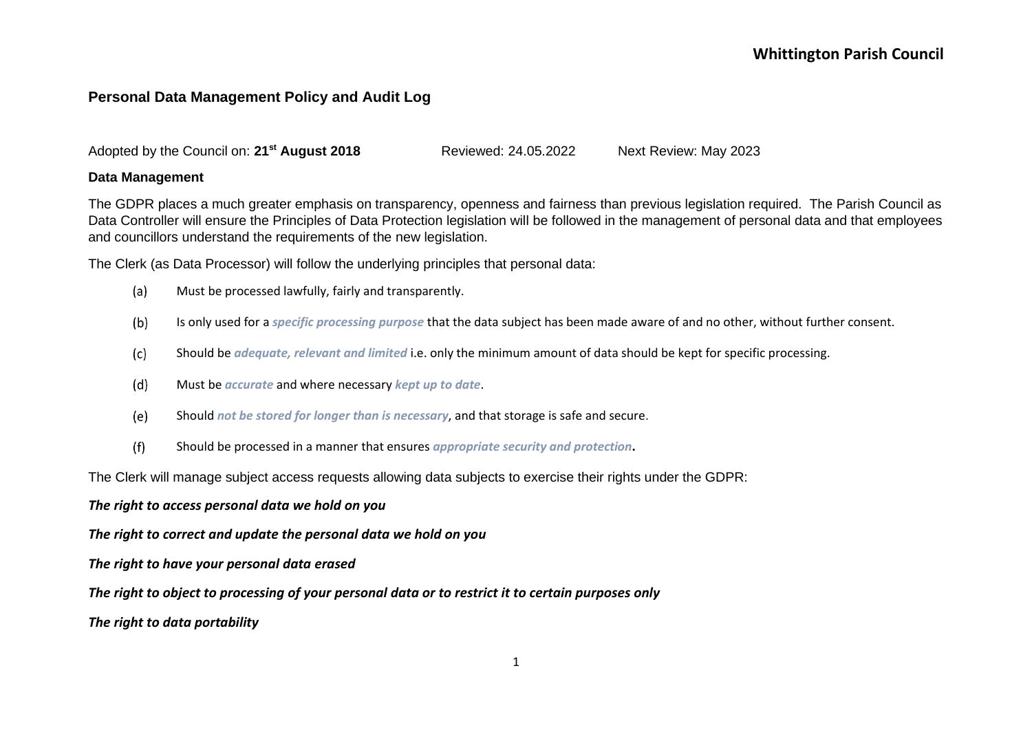**Whittington Parish Council**

## Personal Data Management Policy and Audit Log

Adopted by the Council on: **21st August 2018** Reviewed: 24.05.2022 Next Review: May 2023

### Data Management

The GDPR places a much greater emphasis on transparency, openness and fairness than previous legislation required. The Parish Council as Data Controller will ensure the Principles of Data Protection legislation will be followed in the management of personal data and that employees and councillors understand the requirements of the new legislation.

The Clerk (as Data Processor) will follow the underlying principles that personal data:

(a) Must be processed lawfully, fairly and transparently.

(b) Is only used for a ***specific processing purpose*** that the data subject has been made aware of and no other, without further consent.

(c) Should be ***adequate, relevant and limited*** i.e. only the minimum amount of data should be kept for specific processing.

(d) Must be ***accurate*** and where necessary ***kept up to date***.

(e) Should ***not be stored for longer than is necessary***, and that storage is safe and secure.

(f) Should be processed in a manner that ensures ***appropriate security and protection*****.**

The Clerk will manage subject access requests allowing data subjects to exercise their rights under the GDPR:

***The right to access personal data we hold on you***

***The right to correct and update the personal data we hold on you***

***The right to have your personal data erased***

***The right to object to processing of your personal data or to restrict it to certain purposes only***

***The right to data portability***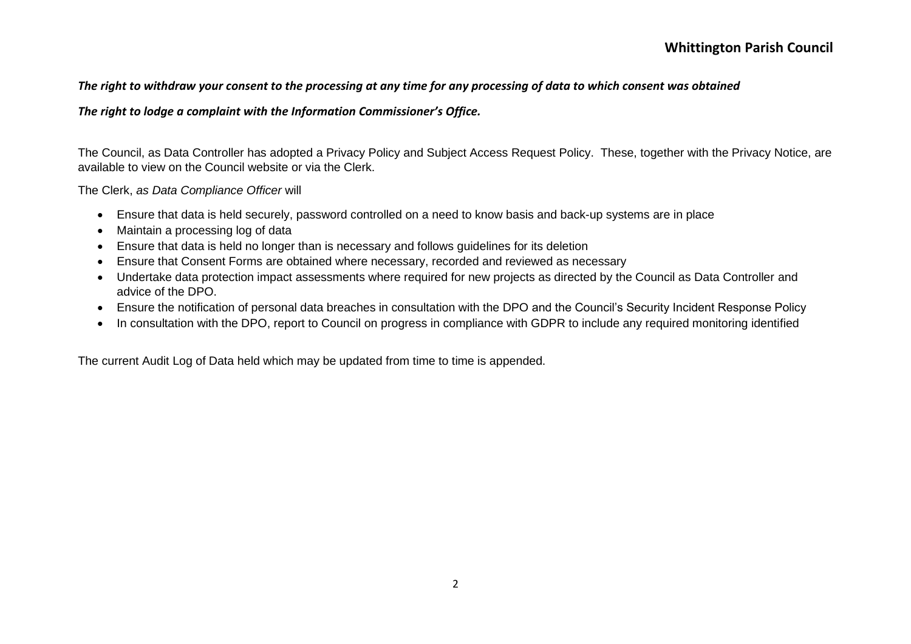***The right to withdraw your consent to the processing at any time for any processing of data to which consent was obtained***

***The right to lodge a complaint with the Information Commissioner's Office.***

The Council, as Data Controller has adopted a Privacy Policy and Subject Access Request Policy. These, together with the Privacy Notice, are available to view on the Council website or via the Clerk.

The Clerk, *as Data Compliance Officer* will

- Ensure that data is held securely, password controlled on a need to know basis and back-up systems are in place
- Maintain a processing log of data
- Ensure that data is held no longer than is necessary and follows guidelines for its deletion
- Ensure that Consent Forms are obtained where necessary, recorded and reviewed as necessary
- Undertake data protection impact assessments where required for new projects as directed by the Council as Data Controller and advice of the DPO.
- Ensure the notification of personal data breaches in consultation with the DPO and the Council's Security Incident Response Policy
- In consultation with the DPO, report to Council on progress in compliance with GDPR to include any required monitoring identified

The current Audit Log of Data held which may be updated from time to time is appended.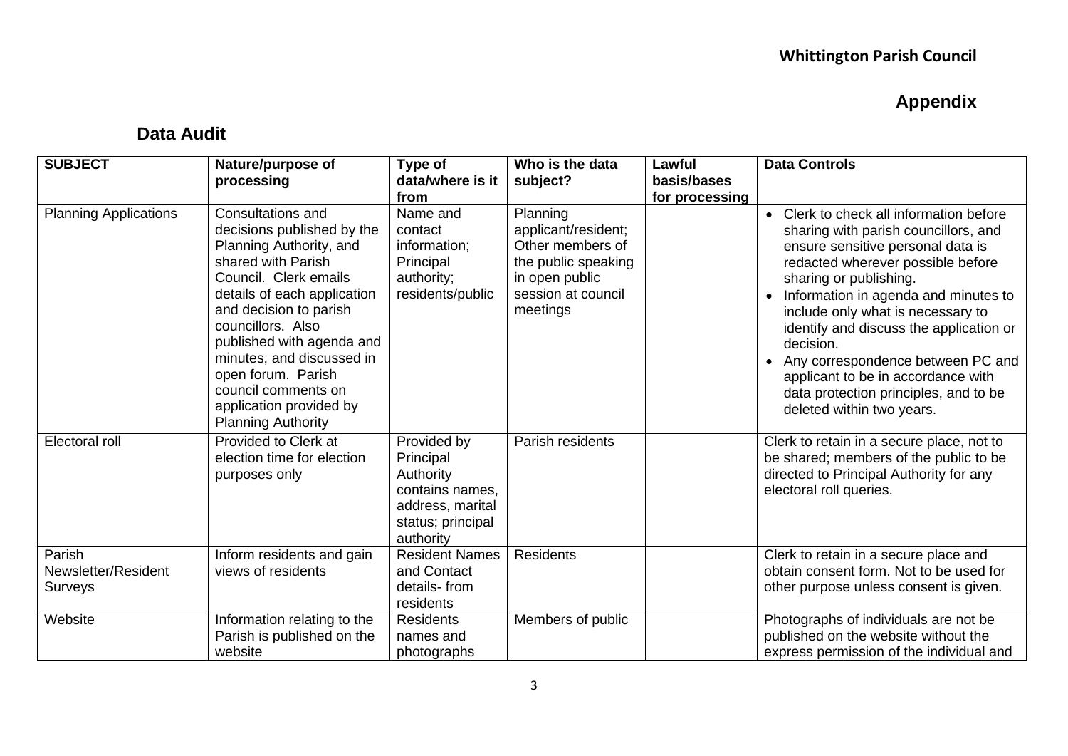**Whittington Parish Council**

**Appendix**

## Data Audit

| SUBJECT | Nature/purpose of processing | Type of data/where is it from | Who is the data subject? | Lawful basis/bases for processing | Data Controls |
|---|---|---|---|---|---|
| Planning Applications | Consultations and decisions published by the Planning Authority, and shared with Parish Council. Clerk emails details of each application and decision to parish councillors. Also published with agenda and minutes, and discussed in open forum. Parish council comments on application provided by Planning Authority | Name and contact information; Principal authority; residents/public | Planning applicant/resident; Other members of the public speaking in open public session at council meetings | | • Clerk to check all information before sharing with parish councillors, and ensure sensitive personal data is redacted wherever possible before sharing or publishing. • Information in agenda and minutes to include only what is necessary to identify and discuss the application or decision. • Any correspondence between PC and applicant to be in accordance with data protection principles, and to be deleted within two years. |
| Electoral roll | Provided to Clerk at election time for election purposes only | Provided by Principal Authority contains names, address, marital status; principal authority | Parish residents | | Clerk to retain in a secure place, not to be shared; members of the public to be directed to Principal Authority for any electoral roll queries. |
| Parish Newsletter/Resident Surveys | Inform residents and gain views of residents | Resident Names and Contact details- from residents | Residents | | Clerk to retain in a secure place and obtain consent form. Not to be used for other purpose unless consent is given. |
| Website | Information relating to the Parish is published on the website | Residents names and photographs | Members of public | | Photographs of individuals are not be published on the website without the express permission of the individual and |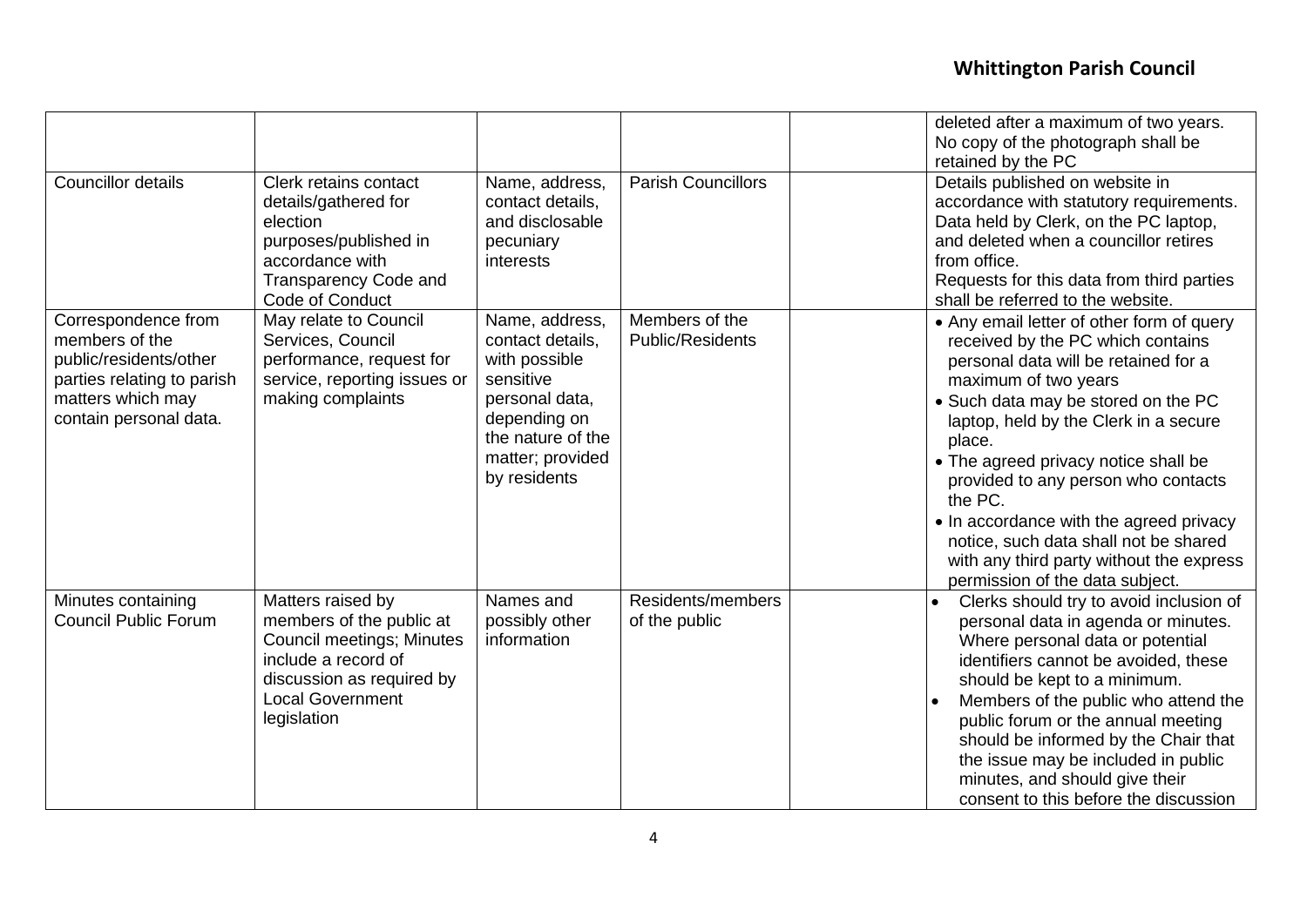| | | | | | |
|---|---|---|---|---|---|
| | | | | | deleted after a maximum of two years. No copy of the photograph shall be retained by the PC |
| Councillor details | Clerk retains contact details/gathered for election purposes/published in accordance with Transparency Code and Code of Conduct | Name, address, contact details, and disclosable pecuniary interests | Parish Councillors | | Details published on website in accordance with statutory requirements. Data held by Clerk, on the PC laptop, and deleted when a councillor retires from office. Requests for this data from third parties shall be referred to the website. |
| Correspondence from members of the public/residents/other parties relating to parish matters which may contain personal data. | May relate to Council Services, Council performance, request for service, reporting issues or making complaints | Name, address, contact details, with possible sensitive personal data, depending on the nature of the matter; provided by residents | Members of the Public/Residents | | • Any email letter of other form of query received by the PC which contains personal data will be retained for a maximum of two years<br>• Such data may be stored on the PC laptop, held by the Clerk in a secure place.<br>• The agreed privacy notice shall be provided to any person who contacts the PC.<br>• In accordance with the agreed privacy notice, such data shall not be shared with any third party without the express permission of the data subject. |
| Minutes containing Council Public Forum | Matters raised by members of the public at Council meetings; Minutes include a record of discussion as required by Local Government legislation | Names and possibly other information | Residents/members of the public | | • Clerks should try to avoid inclusion of personal data in agenda or minutes. Where personal data or potential identifiers cannot be avoided, these should be kept to a minimum.<br>• Members of the public who attend the public forum or the annual meeting should be informed by the Chair that the issue may be included in public minutes, and should give their consent to this before the discussion |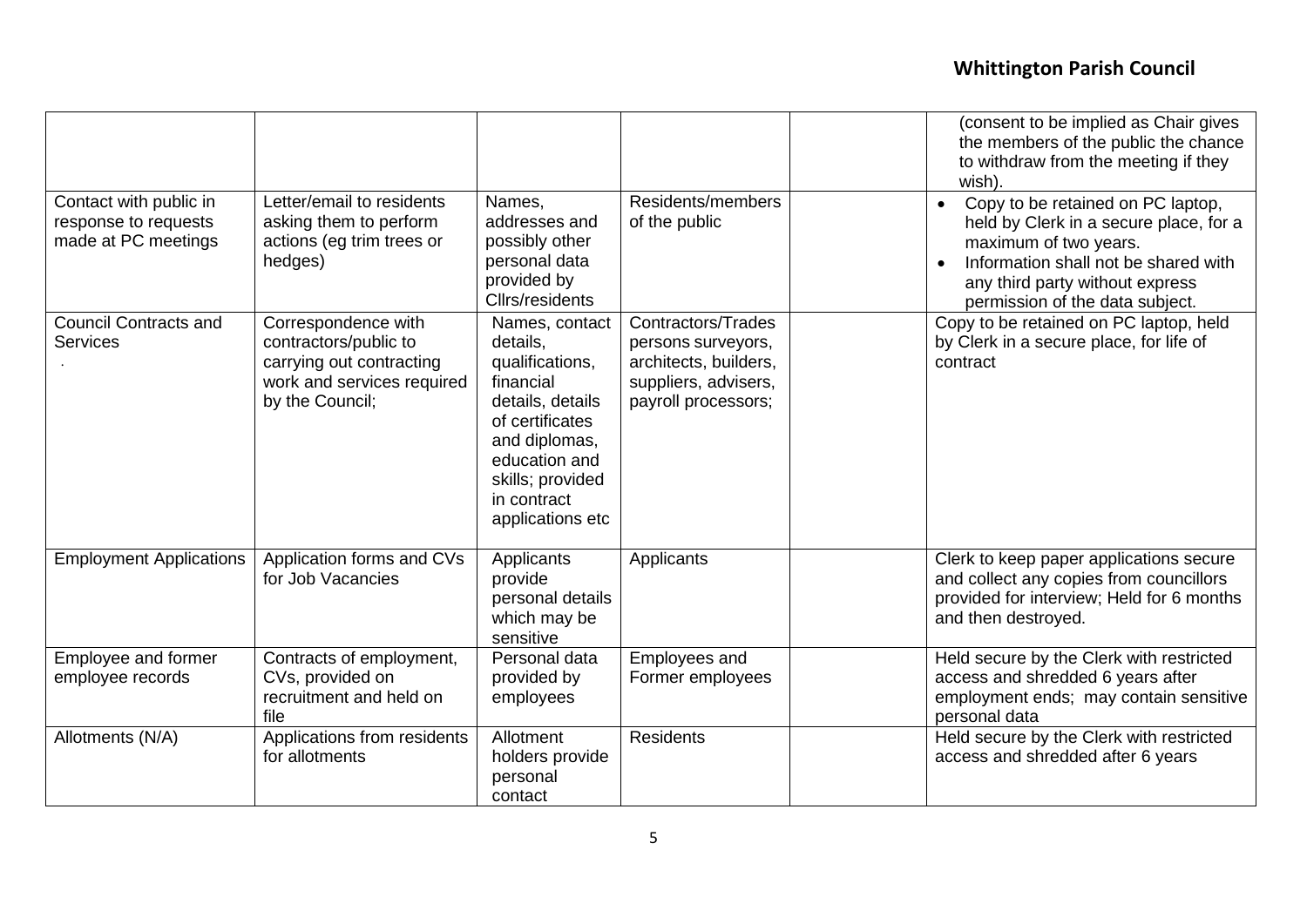| | | | | | |
|---|---|---|---|---|---|
| | | | | | (consent to be implied as Chair gives the members of the public the chance to withdraw from the meeting if they wish). |
| Contact with public in response to requests made at PC meetings | Letter/email to residents asking them to perform actions (eg trim trees or hedges) | Names, addresses and possibly other personal data provided by Cllrs/residents | Residents/members of the public | | • Copy to be retained on PC laptop, held by Clerk in a secure place, for a maximum of two years.<br>• Information shall not be shared with any third party without express permission of the data subject. |
| Council Contracts and Services<br>. | Correspondence with contractors/public to carrying out contracting work and services required by the Council; | Names, contact details, qualifications, financial details, details of certificates and diplomas, education and skills; provided in contract applications etc | Contractors/Trades persons surveyors, architects, builders, suppliers, advisers, payroll processors; | | Copy to be retained on PC laptop, held by Clerk in a secure place, for life of contract |
| Employment Applications | Application forms and CVs for Job Vacancies | Applicants provide personal details which may be sensitive | Applicants | | Clerk to keep paper applications secure and collect any copies from councillors provided for interview; Held for 6 months and then destroyed. |
| Employee and former employee records | Contracts of employment, CVs, provided on recruitment and held on file | Personal data provided by employees | Employees and Former employees | | Held secure by the Clerk with restricted access and shredded 6 years after employment ends; may contain sensitive personal data |
| Allotments (N/A) | Applications from residents for allotments | Allotment holders provide personal contact | Residents | | Held secure by the Clerk with restricted access and shredded after 6 years |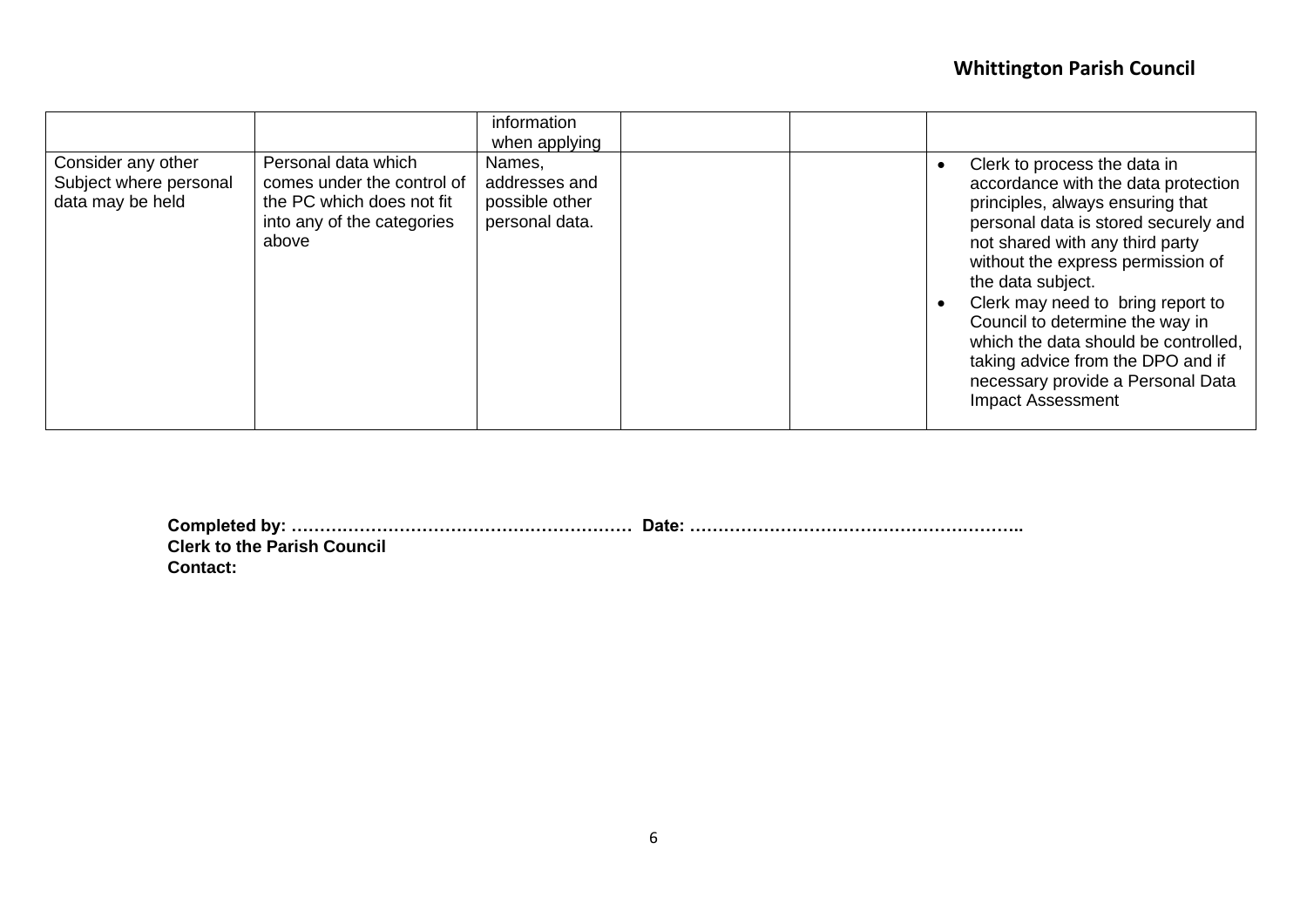| | | | | | |
|---|---|---|---|---|---|
| | | information when applying | | | |
| Consider any other Subject where personal data may be held | Personal data which comes under the control of the PC which does not fit into any of the categories above | Names, addresses and possible other personal data. | | | • Clerk to process the data in accordance with the data protection principles, always ensuring that personal data is stored securely and not shared with any third party without the express permission of the data subject.<br>• Clerk may need to bring report to Council to determine the way in which the data should be controlled, taking advice from the DPO and if necessary provide a Personal Data Impact Assessment |

**Completed by: ……………………………………………………. Date: …………………………………………………..**
**Clerk to the Parish Council**
**Contact:**